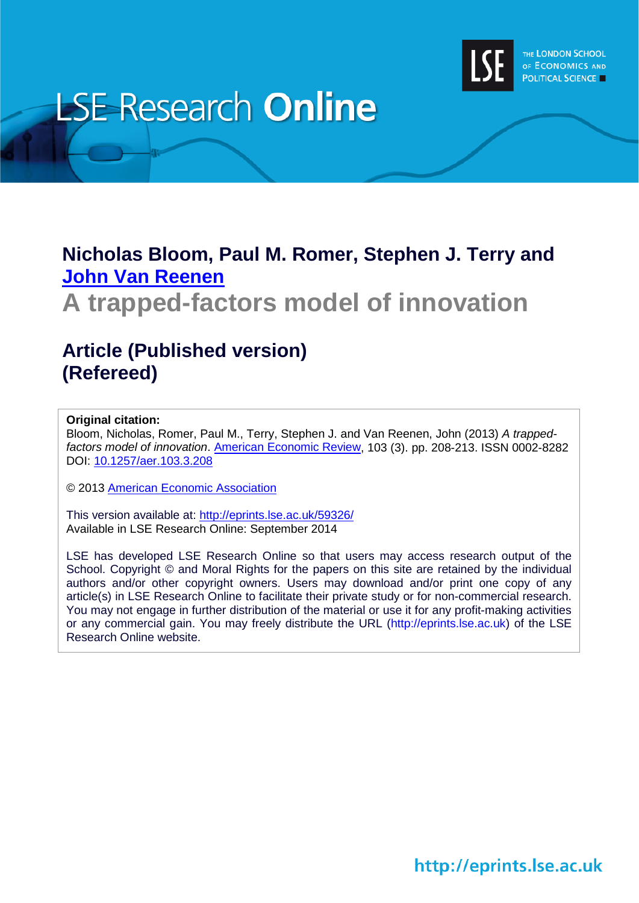LSE Research **Online**

THE LONDON SCHOOL OF ECONOMICS AND POLITICAL SCIENCE

## Nicholas Bloom, Paul M. Romer, Stephen J. Terry and John Van Reenen

# A trapped-factors model of innovation

## Article (Published version)
## (Refereed)

**Original citation:**
Bloom, Nicholas, Romer, Paul M., Terry, Stephen J. and Van Reenen, John (2013) *A trapped-factors model of innovation*. American Economic Review, 103 (3). pp. 208-213. ISSN 0002-8282
DOI: 10.1257/aer.103.3.208

© 2013 American Economic Association

This version available at: http://eprints.lse.ac.uk/59326/
Available in LSE Research Online: September 2014

LSE has developed LSE Research Online so that users may access research output of the School. Copyright © and Moral Rights for the papers on this site are retained by the individual authors and/or other copyright owners. Users may download and/or print one copy of any article(s) in LSE Research Online to facilitate their private study or for non-commercial research. You may not engage in further distribution of the material or use it for any profit-making activities or any commercial gain. You may freely distribute the URL (http://eprints.lse.ac.uk) of the LSE Research Online website.

http://eprints.lse.ac.uk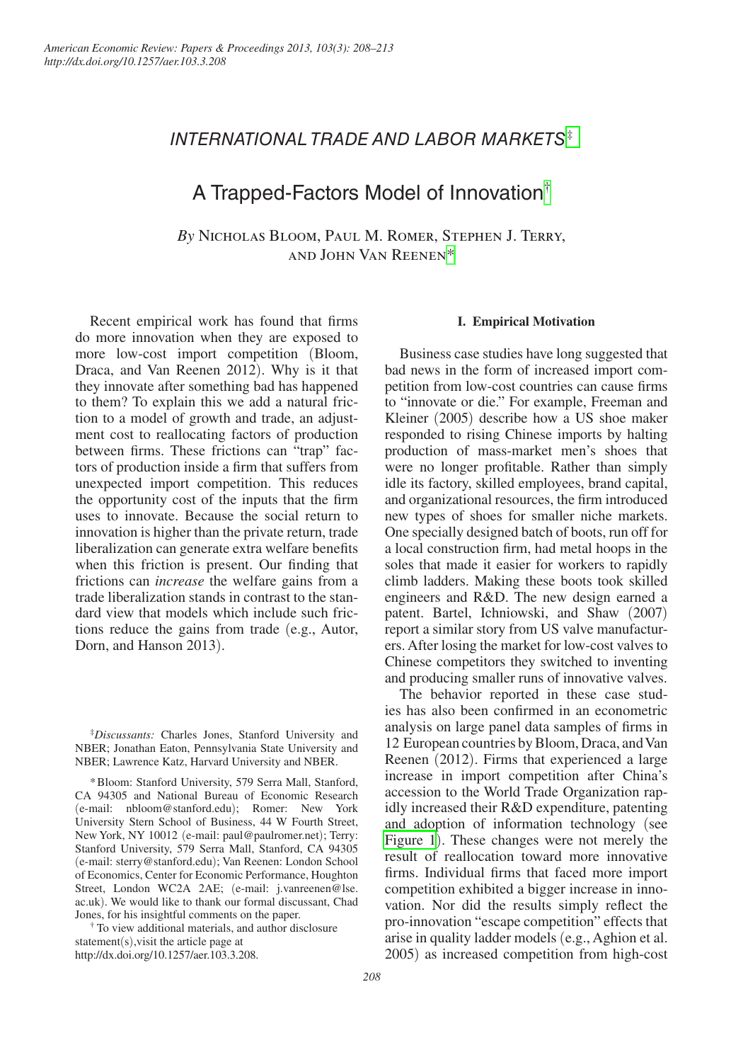## INTERNATIONAL TRADE AND LABOR MARKETS[‡]

# A Trapped-Factors Model of Innovation[†]

*By* Nicholas Bloom, Paul M. Romer, Stephen J. Terry, and John Van Reenen[*]

Recent empirical work has found that firms do more innovation when they are exposed to more low-cost import competition (Bloom, Draca, and Van Reenen 2012). Why is it that they innovate after something bad has happened to them? To explain this we add a natural friction to a model of growth and trade, an adjustment cost to reallocating factors of production between firms. These frictions can "trap" factors of production inside a firm that suffers from unexpected import competition. This reduces the opportunity cost of the inputs that the firm uses to innovate. Because the social return to innovation is higher than the private return, trade liberalization can generate extra welfare benefits when this friction is present. Our finding that frictions can *increase* the welfare gains from a trade liberalization stands in contrast to the standard view that models which include such frictions reduce the gains from trade (e.g., Autor, Dorn, and Hanson 2013).

[‡]*Discussants:* Charles Jones, Stanford University and NBER; Jonathan Eaton, Pennsylvania State University and NBER; Lawrence Katz, Harvard University and NBER.

[*] Bloom: Stanford University, 579 Serra Mall, Stanford, CA 94305 and National Bureau of Economic Research (e-mail: nbloom@stanford.edu); Romer: New York University Stern School of Business, 44 W Fourth Street, New York, NY 10012 (e-mail: paul@paulromer.net); Terry: Stanford University, 579 Serra Mall, Stanford, CA 94305 (e-mail: sterry@stanford.edu); Van Reenen: London School of Economics, Center for Economic Performance, Houghton Street, London WC2A 2AE; (e-mail: j.vanreenen@lse.ac.uk). We would like to thank our formal discussant, Chad Jones, for his insightful comments on the paper.

[†] To view additional materials, and author disclosure statement(s),visit the article page at http://dx.doi.org/10.1257/aer.103.3.208.

### I. Empirical Motivation

Business case studies have long suggested that bad news in the form of increased import competition from low-cost countries can cause firms to "innovate or die." For example, Freeman and Kleiner (2005) describe how a US shoe maker responded to rising Chinese imports by halting production of mass-market men's shoes that were no longer profitable. Rather than simply idle its factory, skilled employees, brand capital, and organizational resources, the firm introduced new types of shoes for smaller niche markets. One specially designed batch of boots, run off for a local construction firm, had metal hoops in the soles that made it easier for workers to rapidly climb ladders. Making these boots took skilled engineers and R&D. The new design earned a patent. Bartel, Ichniowski, and Shaw (2007) report a similar story from US valve manufacturers. After losing the market for low-cost valves to Chinese competitors they switched to inventing and producing smaller runs of innovative valves.

The behavior reported in these case studies has also been confirmed in an econometric analysis on large panel data samples of firms in 12 European countries by Bloom, Draca, and Van Reenen (2012). Firms that experienced a large increase in import competition after China's accession to the World Trade Organization rapidly increased their R&D expenditure, patenting and adoption of information technology (see Figure 1). These changes were not merely the result of reallocation toward more innovative firms. Individual firms that faced more import competition exhibited a bigger increase in innovation. Nor did the results simply reflect the pro-innovation "escape competition" effects that arise in quality ladder models (e.g., Aghion et al. 2005) as increased competition from high-cost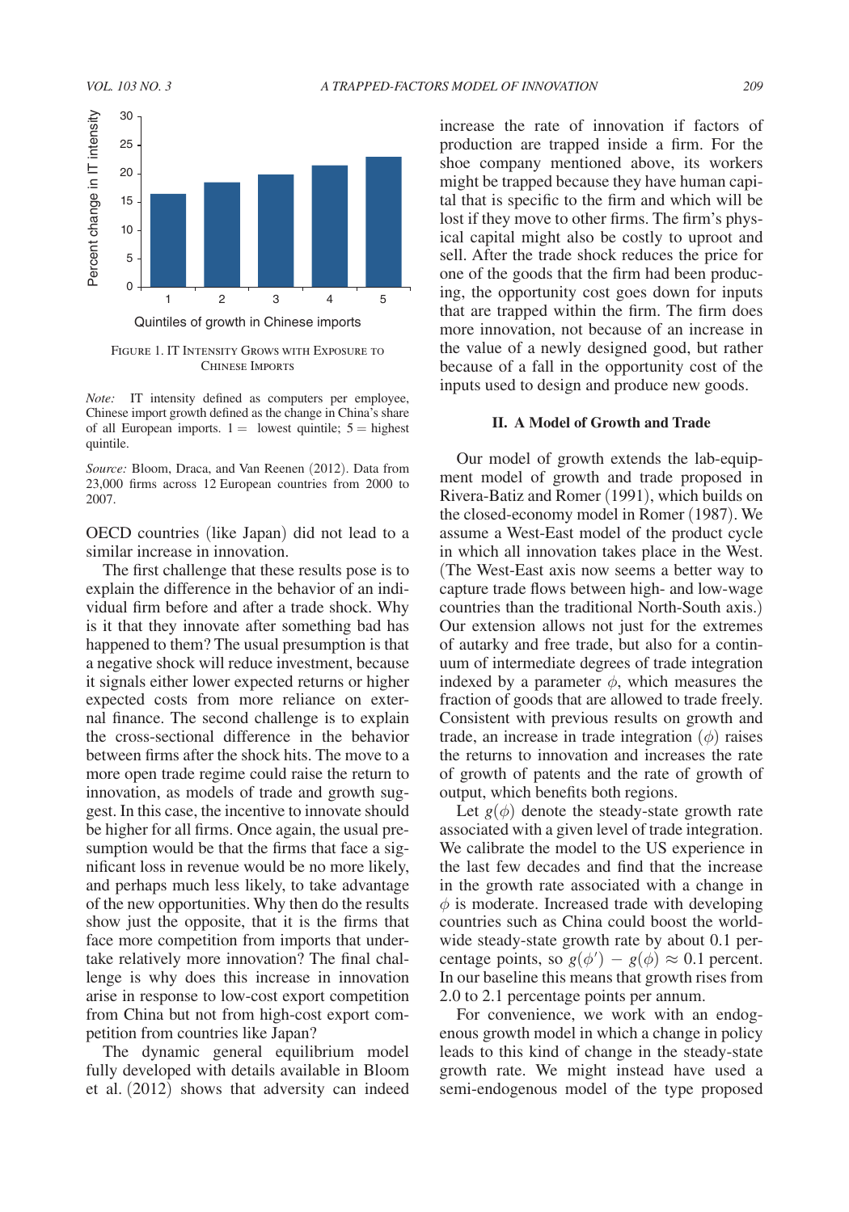FIGURE 1. IT INTENSITY GROWS WITH EXPOSURE TO CHINESE IMPORTS

*Note:* IT intensity defined as computers per employee, Chinese import growth defined as the change in China's share of all European imports. 1 = lowest quintile; 5 = highest quintile.

*Source:* Bloom, Draca, and Van Reenen (2012). Data from 23,000 firms across 12 European countries from 2000 to 2007.

OECD countries (like Japan) did not lead to a similar increase in innovation.

The first challenge that these results pose is to explain the difference in the behavior of an individual firm before and after a trade shock. Why is it that they innovate after something bad has happened to them? The usual presumption is that a negative shock will reduce investment, because it signals either lower expected returns or higher expected costs from more reliance on external finance. The second challenge is to explain the cross-sectional difference in the behavior between firms after the shock hits. The move to a more open trade regime could raise the return to innovation, as models of trade and growth suggest. In this case, the incentive to innovate should be higher for all firms. Once again, the usual presumption would be that the firms that face a significant loss in revenue would be no more likely, and perhaps much less likely, to take advantage of the new opportunities. Why then do the results show just the opposite, that it is the firms that face more competition from imports that undertake relatively more innovation? The final challenge is why does this increase in innovation arise in response to low-cost export competition from China but not from high-cost export competition from countries like Japan?

The dynamic general equilibrium model fully developed with details available in Bloom et al. (2012) shows that adversity can indeed increase the rate of innovation if factors of production are trapped inside a firm. For the shoe company mentioned above, its workers might be trapped because they have human capital that is specific to the firm and which will be lost if they move to other firms. The firm's physical capital might also be costly to uproot and sell. After the trade shock reduces the price for one of the goods that the firm had been producing, the opportunity cost goes down for inputs that are trapped within the firm. The firm does more innovation, not because of an increase in the value of a newly designed good, but rather because of a fall in the opportunity cost of the inputs used to design and produce new goods.

## II. A Model of Growth and Trade

Our model of growth extends the lab-equipment model of growth and trade proposed in Rivera-Batiz and Romer (1991), which builds on the closed-economy model in Romer (1987). We assume a West-East model of the product cycle in which all innovation takes place in the West. (The West-East axis now seems a better way to capture trade flows between high- and low-wage countries than the traditional North-South axis.) Our extension allows not just for the extremes of autarky and free trade, but also for a continuum of intermediate degrees of trade integration indexed by a parameter $\phi$, which measures the fraction of goods that are allowed to trade freely. Consistent with previous results on growth and trade, an increase in trade integration ($\phi$) raises the returns to innovation and increases the rate of growth of patents and the rate of growth of output, which benefits both regions.

Let $g(\phi)$ denote the steady-state growth rate associated with a given level of trade integration. We calibrate the model to the US experience in the last few decades and find that the increase in the growth rate associated with a change in $\phi$ is moderate. Increased trade with developing countries such as China could boost the worldwide steady-state growth rate by about 0.1 percentage points, so $g(\phi') - g(\phi) \approx 0.1$ percent. In our baseline this means that growth rises from 2.0 to 2.1 percentage points per annum.

For convenience, we work with an endogenous growth model in which a change in policy leads to this kind of change in the steady-state growth rate. We might instead have used a semi-endogenous model of the type proposed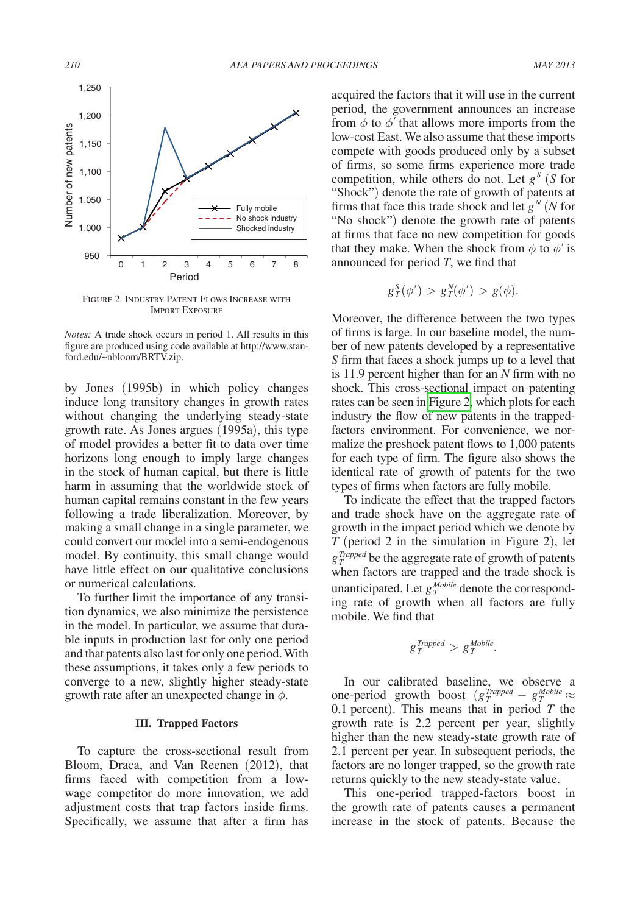Figure 2. Industry Patent Flows Increase with Import Exposure

*Notes:* A trade shock occurs in period 1. All results in this figure are produced using code available at http://www.stanford.edu/~nbloom/BRTV.zip.

by Jones (1995b) in which policy changes induce long transitory changes in growth rates without changing the underlying steady-state growth rate. As Jones argues (1995a), this type of model provides a better fit to data over time horizons long enough to imply large changes in the stock of human capital, but there is little harm in assuming that the worldwide stock of human capital remains constant in the few years following a trade liberalization. Moreover, by making a small change in a single parameter, we could convert our model into a semi-endogenous model. By continuity, this small change would have little effect on our qualitative conclusions or numerical calculations.

To further limit the importance of any transition dynamics, we also minimize the persistence in the model. In particular, we assume that durable inputs in production last for only one period and that patents also last for only one period. With these assumptions, it takes only a few periods to converge to a new, slightly higher steady-state growth rate after an unexpected change in $\phi$.

## III. Trapped Factors

To capture the cross-sectional result from Bloom, Draca, and Van Reenen (2012), that firms faced with competition from a low-wage competitor do more innovation, we add adjustment costs that trap factors inside firms. Specifically, we assume that after a firm has acquired the factors that it will use in the current period, the government announces an increase from $\phi$ to $\phi'$ that allows more imports from the low-cost East. We also assume that these imports compete with goods produced only by a subset of firms, so some firms experience more trade competition, while others do not. Let $g^S$ ($S$ for "Shock") denote the rate of growth of patents at firms that face this trade shock and let $g^N$ ($N$ for "No shock") denote the growth rate of patents at firms that face no new competition for goods that they make. When the shock from $\phi$ to $\phi'$ is announced for period $T$, we find that

$$g_T^S(\phi') > g_T^N(\phi') > g(\phi).$$

Moreover, the difference between the two types of firms is large. In our baseline model, the number of new patents developed by a representative $S$ firm that faces a shock jumps up to a level that is 11.9 percent higher than for an $N$ firm with no shock. This cross-sectional impact on patenting rates can be seen in Figure 2, which plots for each industry the flow of new patents in the trapped-factors environment. For convenience, we normalize the preshock patent flows to 1,000 patents for each type of firm. The figure also shows the identical rate of growth of patents for the two types of firms when factors are fully mobile.

To indicate the effect that the trapped factors and trade shock have on the aggregate rate of growth in the impact period which we denote by $T$ (period 2 in the simulation in Figure 2), let $g_T^{Trapped}$ be the aggregate rate of growth of patents when factors are trapped and the trade shock is unanticipated. Let $g_T^{Mobile}$ denote the corresponding rate of growth when all factors are fully mobile. We find that

$$g_T^{Trapped} > g_T^{Mobile}.$$

In our calibrated baseline, we observe a one-period growth boost ($g_T^{Trapped} - g_T^{Mobile} \approx$ 0.1 percent). This means that in period $T$ the growth rate is 2.2 percent per year, slightly higher than the new steady-state growth rate of 2.1 percent per year. In subsequent periods, the factors are no longer trapped, so the growth rate returns quickly to the new steady-state value.

This one-period trapped-factors boost in the growth rate of patents causes a permanent increase in the stock of patents. Because the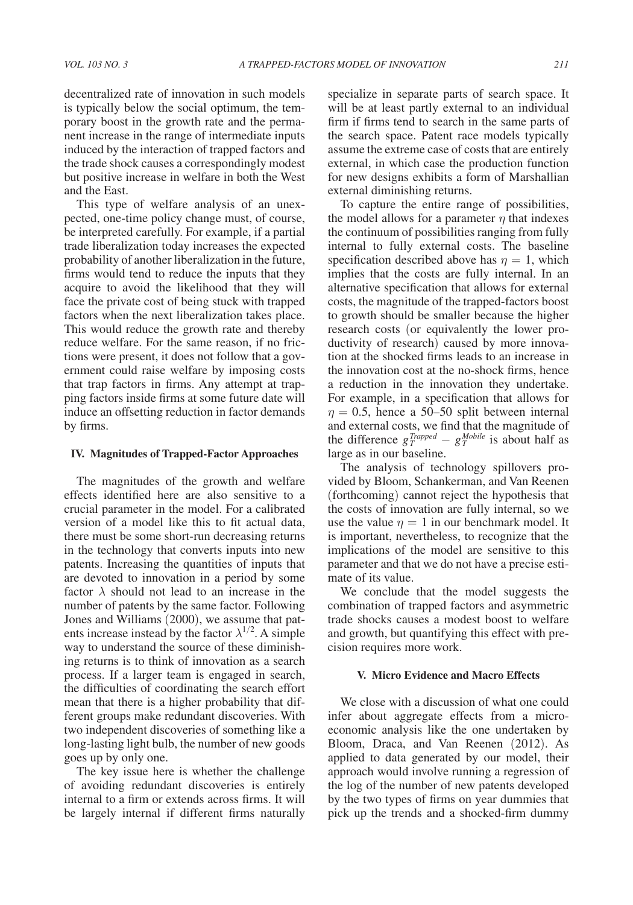decentralized rate of innovation in such models is typically below the social optimum, the temporary boost in the growth rate and the permanent increase in the range of intermediate inputs induced by the interaction of trapped factors and the trade shock causes a correspondingly modest but positive increase in welfare in both the West and the East.

This type of welfare analysis of an unexpected, one-time policy change must, of course, be interpreted carefully. For example, if a partial trade liberalization today increases the expected probability of another liberalization in the future, firms would tend to reduce the inputs that they acquire to avoid the likelihood that they will face the private cost of being stuck with trapped factors when the next liberalization takes place. This would reduce the growth rate and thereby reduce welfare. For the same reason, if no frictions were present, it does not follow that a government could raise welfare by imposing costs that trap factors in firms. Any attempt at trapping factors inside firms at some future date will induce an offsetting reduction in factor demands by firms.

## IV. Magnitudes of Trapped-Factor Approaches

The magnitudes of the growth and welfare effects identified here are also sensitive to a crucial parameter in the model. For a calibrated version of a model like this to fit actual data, there must be some short-run decreasing returns in the technology that converts inputs into new patents. Increasing the quantities of inputs that are devoted to innovation in a period by some factor $\lambda$ should not lead to an increase in the number of patents by the same factor. Following Jones and Williams (2000), we assume that patents increase instead by the factor $\lambda^{1/2}$. A simple way to understand the source of these diminishing returns is to think of innovation as a search process. If a larger team is engaged in search, the difficulties of coordinating the search effort mean that there is a higher probability that different groups make redundant discoveries. With two independent discoveries of something like a long-lasting light bulb, the number of new goods goes up by only one.

The key issue here is whether the challenge of avoiding redundant discoveries is entirely internal to a firm or extends across firms. It will be largely internal if different firms naturally specialize in separate parts of search space. It will be at least partly external to an individual firm if firms tend to search in the same parts of the search space. Patent race models typically assume the extreme case of costs that are entirely external, in which case the production function for new designs exhibits a form of Marshallian external diminishing returns.

To capture the entire range of possibilities, the model allows for a parameter $\eta$ that indexes the continuum of possibilities ranging from fully internal to fully external costs. The baseline specification described above has $\eta = 1$, which implies that the costs are fully internal. In an alternative specification that allows for external costs, the magnitude of the trapped-factors boost to growth should be smaller because the higher research costs (or equivalently the lower productivity of research) caused by more innovation at the shocked firms leads to an increase in the innovation cost at the no-shock firms, hence a reduction in the innovation they undertake. For example, in a specification that allows for $\eta = 0.5$, hence a 50–50 split between internal and external costs, we find that the magnitude of the difference $g_T^{Trapped} - g_T^{Mobile}$ is about half as large as in our baseline.

The analysis of technology spillovers provided by Bloom, Schankerman, and Van Reenen (forthcoming) cannot reject the hypothesis that the costs of innovation are fully internal, so we use the value $\eta = 1$ in our benchmark model. It is important, nevertheless, to recognize that the implications of the model are sensitive to this parameter and that we do not have a precise estimate of its value.

We conclude that the model suggests the combination of trapped factors and asymmetric trade shocks causes a modest boost to welfare and growth, but quantifying this effect with precision requires more work.

## V. Micro Evidence and Macro Effects

We close with a discussion of what one could infer about aggregate effects from a microeconomic analysis like the one undertaken by Bloom, Draca, and Van Reenen (2012). As applied to data generated by our model, their approach would involve running a regression of the log of the number of new patents developed by the two types of firms on year dummies that pick up the trends and a shocked-firm dummy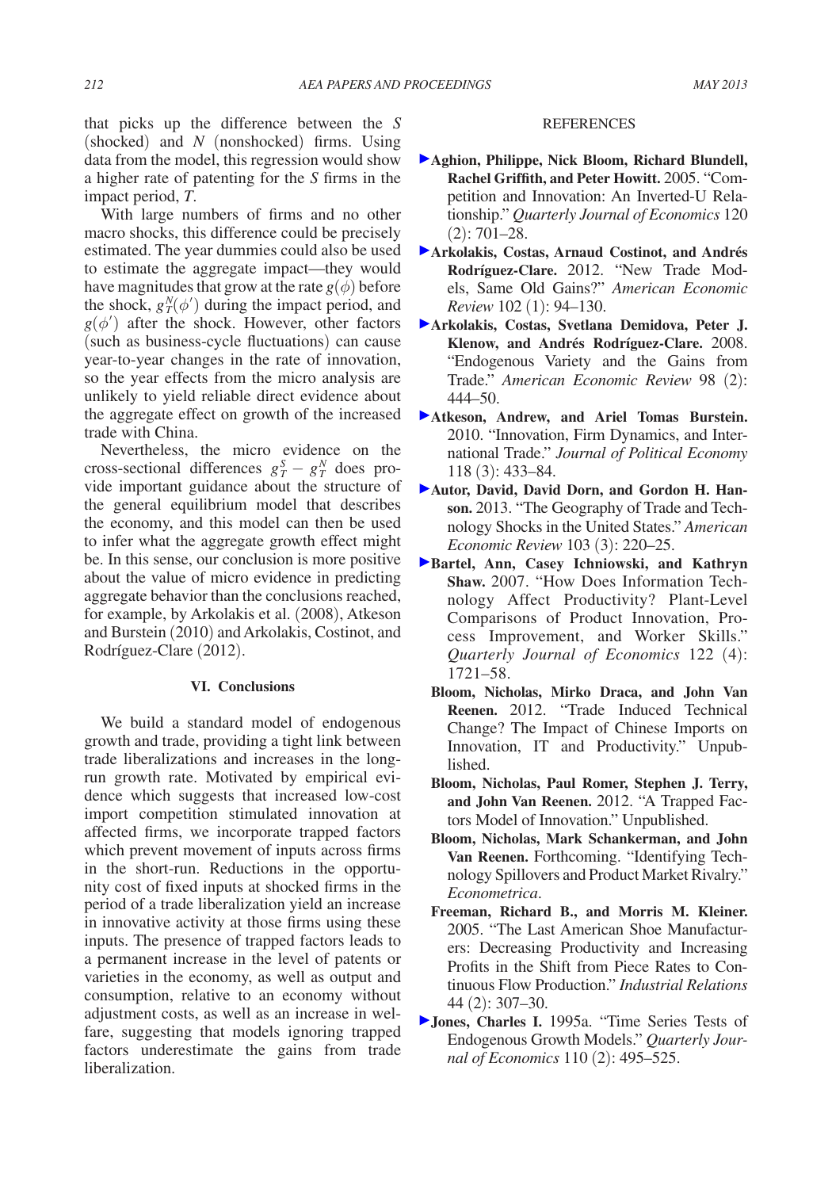that picks up the difference between the $S$ (shocked) and $N$ (nonshocked) firms. Using data from the model, this regression would show a higher rate of patenting for the $S$ firms in the impact period, $T$.

With large numbers of firms and no other macro shocks, this difference could be precisely estimated. The year dummies could also be used to estimate the aggregate impact—they would have magnitudes that grow at the rate $g(\phi)$ before the shock, $g_T^N(\phi')$ during the impact period, and $g(\phi')$ after the shock. However, other factors (such as business-cycle fluctuations) can cause year-to-year changes in the rate of innovation, so the year effects from the micro analysis are unlikely to yield reliable direct evidence about the aggregate effect on growth of the increased trade with China.

Nevertheless, the micro evidence on the cross-sectional differences $g_T^S - g_T^N$ does provide important guidance about the structure of the general equilibrium model that describes the economy, and this model can then be used to infer what the aggregate growth effect might be. In this sense, our conclusion is more positive about the value of micro evidence in predicting aggregate behavior than the conclusions reached, for example, by Arkolakis et al. (2008), Atkeson and Burstein (2010) and Arkolakis, Costinot, and Rodríguez-Clare (2012).

## VI. Conclusions

We build a standard model of endogenous growth and trade, providing a tight link between trade liberalizations and increases in the long-run growth rate. Motivated by empirical evidence which suggests that increased low-cost import competition stimulated innovation at affected firms, we incorporate trapped factors which prevent movement of inputs across firms in the short-run. Reductions in the opportunity cost of fixed inputs at shocked firms in the period of a trade liberalization yield an increase in innovative activity at those firms using these inputs. The presence of trapped factors leads to a permanent increase in the level of patents or varieties in the economy, as well as output and consumption, relative to an economy without adjustment costs, as well as an increase in welfare, suggesting that models ignoring trapped factors underestimate the gains from trade liberalization.

## REFERENCES

**Aghion, Philippe, Nick Bloom, Richard Blundell, Rachel Griffith, and Peter Howitt.** 2005. "Competition and Innovation: An Inverted-U Relationship." *Quarterly Journal of Economics* 120 (2): 701–28.

**Arkolakis, Costas, Arnaud Costinot, and Andrés Rodríguez-Clare.** 2012. "New Trade Models, Same Old Gains?" *American Economic Review* 102 (1): 94–130.

**Arkolakis, Costas, Svetlana Demidova, Peter J. Klenow, and Andrés Rodríguez-Clare.** 2008. "Endogenous Variety and the Gains from Trade." *American Economic Review* 98 (2): 444–50.

**Atkeson, Andrew, and Ariel Tomas Burstein.** 2010. "Innovation, Firm Dynamics, and International Trade." *Journal of Political Economy* 118 (3): 433–84.

**Autor, David, David Dorn, and Gordon H. Hanson.** 2013. "The Geography of Trade and Technology Shocks in the United States." *American Economic Review* 103 (3): 220–25.

**Bartel, Ann, Casey Ichniowski, and Kathryn Shaw.** 2007. "How Does Information Technology Affect Productivity? Plant-Level Comparisons of Product Innovation, Process Improvement, and Worker Skills." *Quarterly Journal of Economics* 122 (4): 1721–58.

**Bloom, Nicholas, Mirko Draca, and John Van Reenen.** 2012. "Trade Induced Technical Change? The Impact of Chinese Imports on Innovation, IT and Productivity." Unpublished.

**Bloom, Nicholas, Paul Romer, Stephen J. Terry, and John Van Reenen.** 2012. "A Trapped Factors Model of Innovation." Unpublished.

**Bloom, Nicholas, Mark Schankerman, and John Van Reenen.** Forthcoming. "Identifying Technology Spillovers and Product Market Rivalry." *Econometrica*.

**Freeman, Richard B., and Morris M. Kleiner.** 2005. "The Last American Shoe Manufacturers: Decreasing Productivity and Increasing Profits in the Shift from Piece Rates to Continuous Flow Production." *Industrial Relations* 44 (2): 307–30.

**Jones, Charles I.** 1995a. "Time Series Tests of Endogenous Growth Models." *Quarterly Journal of Economics* 110 (2): 495–525.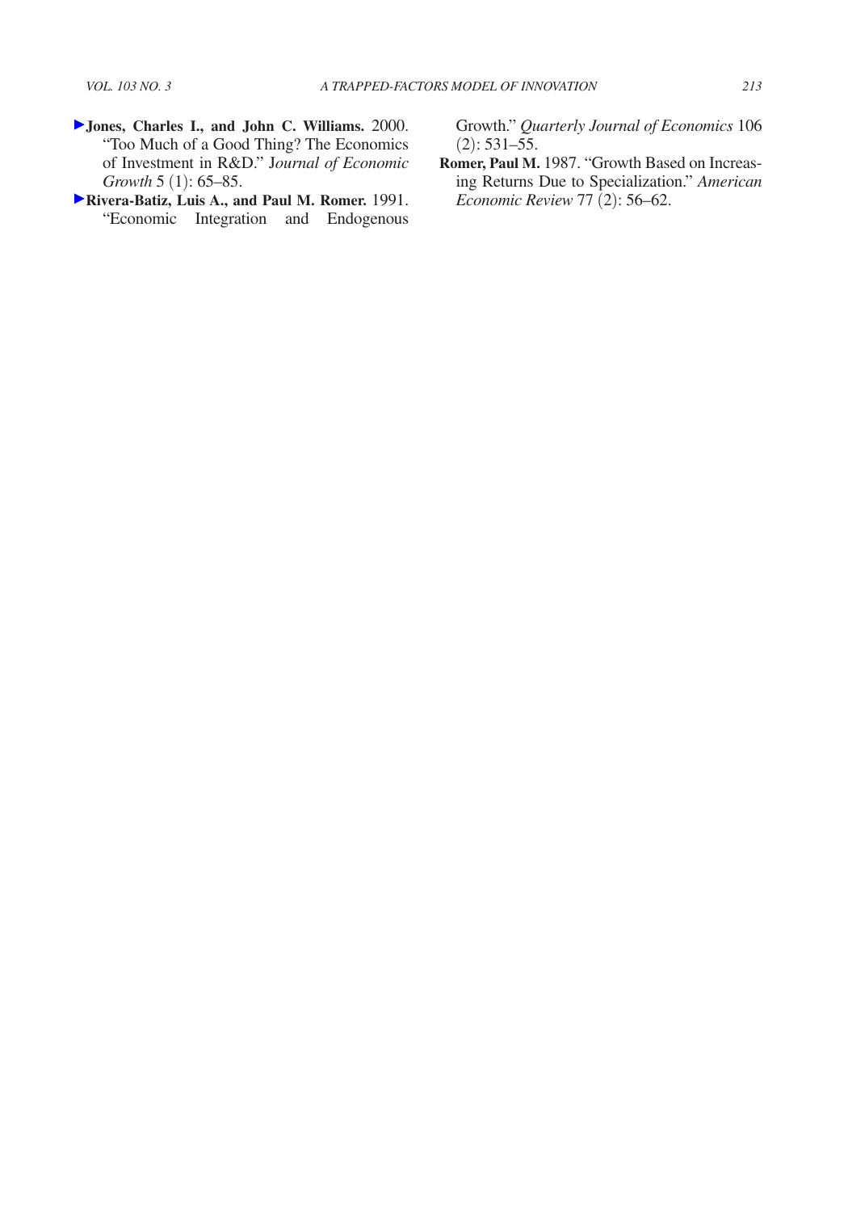**Jones, Charles I., and John C. Williams.** 2000. "Too Much of a Good Thing? The Economics of Investment in R&D." J*ournal of Economic Growth* 5 (1): 65–85.

**Rivera-Batiz, Luis A., and Paul M. Romer.** 1991. "Economic Integration and Endogenous Growth." *Quarterly Journal of Economics* 106 (2): 531–55.

**Romer, Paul M.** 1987. "Growth Based on Increasing Returns Due to Specialization." *American Economic Review* 77 (2): 56–62.